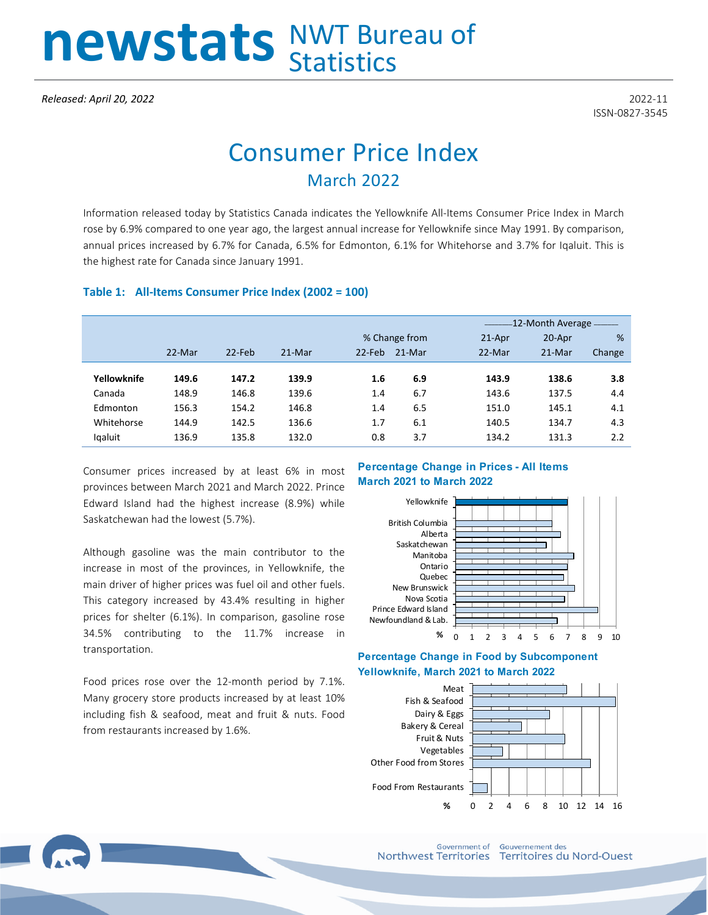# newstats NWT Bureau of Statistics

*Released: April 20, 2022*

2022-11
ISSN-0827-3545

# Consumer Price Index

## March 2022

Information released today by Statistics Canada indicates the Yellowknife All-Items Consumer Price Index in March rose by 6.9% compared to one year ago, the largest annual increase for Yellowknife since May 1991. By comparison, annual prices increased by 6.7% for Canada, 6.5% for Edmonton, 6.1% for Whitehorse and 3.7% for Iqaluit. This is the highest rate for Canada since January 1991.

### Table 1: All-Items Consumer Price Index (2002 = 100)

| | | | | % Change from | | 12-Month Average | | |
|---|---|---|---|---|---|---|---|---|
| | 22-Mar | 22-Feb | 21-Mar | 22-Feb | 21-Mar | 21-Apr 22-Mar | 20-Apr 21-Mar | % Change |
| **Yellowknife** | **149.6** | **147.2** | **139.9** | **1.6** | **6.9** | **143.9** | **138.6** | **3.8** |
| Canada | 148.9 | 146.8 | 139.6 | 1.4 | 6.7 | 143.6 | 137.5 | 4.4 |
| Edmonton | 156.3 | 154.2 | 146.8 | 1.4 | 6.5 | 151.0 | 145.1 | 4.1 |
| Whitehorse | 144.9 | 142.5 | 136.6 | 1.7 | 6.1 | 140.5 | 134.7 | 4.3 |
| Iqaluit | 136.9 | 135.8 | 132.0 | 0.8 | 3.7 | 134.2 | 131.3 | 2.2 |

Consumer prices increased by at least 6% in most provinces between March 2021 and March 2022. Prince Edward Island had the highest increase (8.9%) while Saskatchewan had the lowest (5.7%).

Although gasoline was the main contributor to the increase in most of the provinces, in Yellowknife, the main driver of higher prices was fuel oil and other fuels. This category increased by 43.4% resulting in higher prices for shelter (6.1%). In comparison, gasoline rose 34.5% contributing to the 11.7% increase in transportation.

Food prices rose over the 12-month period by 7.1%. Many grocery store products increased by at least 10% including fish & seafood, meat and fruit & nuts. Food from restaurants increased by 1.6%.

**Percentage Change in Prices - All Items March 2021 to March 2022**

**Percentage Change in Food by Subcomponent Yellowknife, March 2021 to March 2022**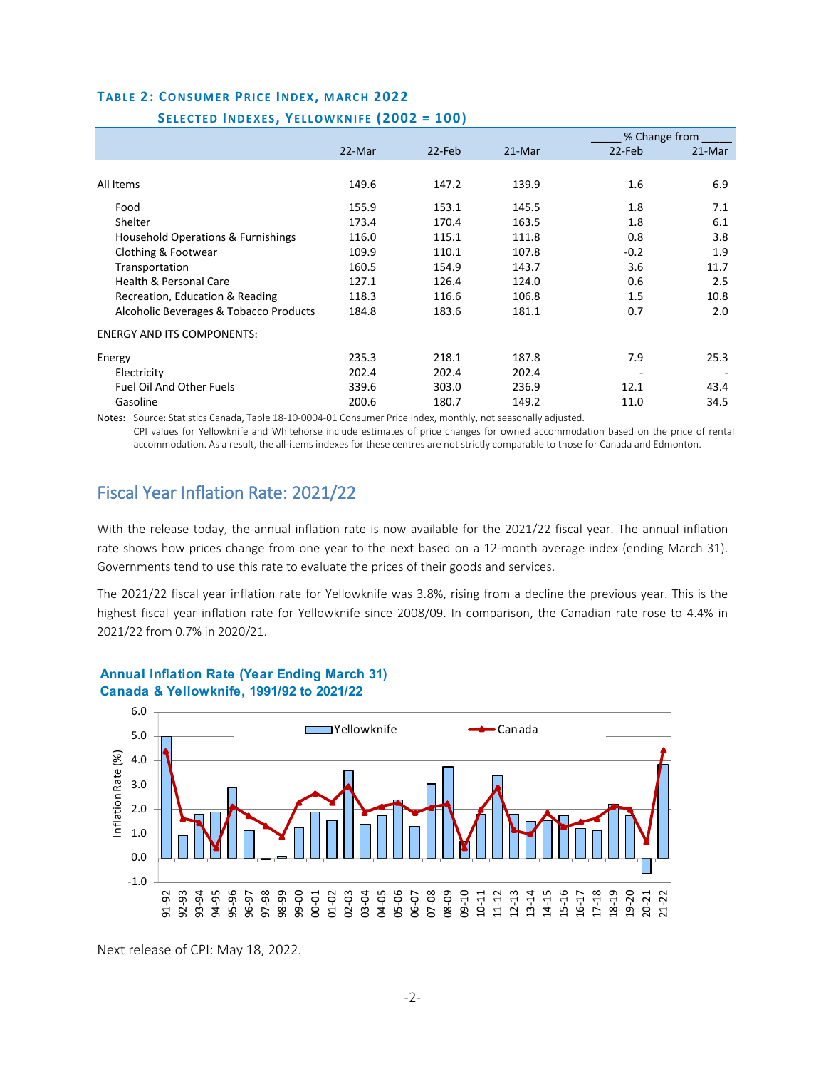### Table 2: Consumer Price Index, March 2022
#### Selected Indexes, Yellowknife (2002 = 100)

| | 22-Mar | 22-Feb | 21-Mar | % Change from 22-Feb | % Change from 21-Mar |
|---|---|---|---|---|---|
| All Items | 149.6 | 147.2 | 139.9 | 1.6 | 6.9 |
| Food | 155.9 | 153.1 | 145.5 | 1.8 | 7.1 |
| Shelter | 173.4 | 170.4 | 163.5 | 1.8 | 6.1 |
| Household Operations & Furnishings | 116.0 | 115.1 | 111.8 | 0.8 | 3.8 |
| Clothing & Footwear | 109.9 | 110.1 | 107.8 | -0.2 | 1.9 |
| Transportation | 160.5 | 154.9 | 143.7 | 3.6 | 11.7 |
| Health & Personal Care | 127.1 | 126.4 | 124.0 | 0.6 | 2.5 |
| Recreation, Education & Reading | 118.3 | 116.6 | 106.8 | 1.5 | 10.8 |
| Alcoholic Beverages & Tobacco Products | 184.8 | 183.6 | 181.1 | 0.7 | 2.0 |
| ENERGY AND ITS COMPONENTS: | | | | | |
| Energy | 235.3 | 218.1 | 187.8 | 7.9 | 25.3 |
| Electricity | 202.4 | 202.4 | 202.4 | - | - |
| Fuel Oil And Other Fuels | 339.6 | 303.0 | 236.9 | 12.1 | 43.4 |
| Gasoline | 200.6 | 180.7 | 149.2 | 11.0 | 34.5 |

Notes: Source: Statistics Canada, Table 18-10-0004-01 Consumer Price Index, monthly, not seasonally adjusted.
CPI values for Yellowknife and Whitehorse include estimates of price changes for owned accommodation based on the price of rental accommodation. As a result, the all-items indexes for these centres are not strictly comparable to those for Canada and Edmonton.

## Fiscal Year Inflation Rate: 2021/22

With the release today, the annual inflation rate is now available for the 2021/22 fiscal year. The annual inflation rate shows how prices change from one year to the next based on a 12-month average index (ending March 31). Governments tend to use this rate to evaluate the prices of their goods and services.

The 2021/22 fiscal year inflation rate for Yellowknife was 3.8%, rising from a decline the previous year. This is the highest fiscal year inflation rate for Yellowknife since 2008/09. In comparison, the Canadian rate rose to 4.4% in 2021/22 from 0.7% in 2020/21.

**Annual Inflation Rate (Year Ending March 31)**
**Canada & Yellowknife, 1991/92 to 2021/22**

Yellowknife
Canada
Inflation Rate (%)
6.0
5.0
4.0
3.0
2.0
1.0
0.0
-1.0
91-92 92-93 93-94 94-95 95-96 96-97 97-98 98-99 99-00 00-01 01-02 02-03 03-04 04-05 05-06 06-07 07-08 08-09 09-10 10-11 11-12 12-13 13-14 14-15 15-16 16-17 17-18 18-19 19-20 20-21 21-22

Next release of CPI: May 18, 2022.